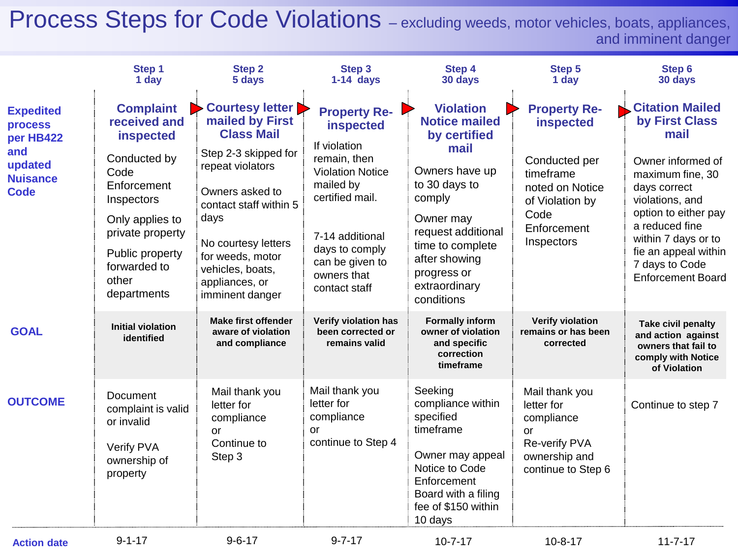# Process Steps for Code Violations – excluding weeds, motor vehicles, boats, appliances, and imminent danger

| | Step 1<br>1 day | Step 2<br>5 days | Step 3<br>1-14 days | Step 4<br>30 days | Step 5<br>1 day | Step 6<br>30 days |
|---|---|---|---|---|---|---|
| **Expedited process per HB422 and updated Nuisance Code** | **Complaint received and inspected**<br>Conducted by Code Enforcement Inspectors<br>Only applies to private property<br>Public property forwarded to other departments | **Courtesy letter mailed by First Class Mail**<br>Step 2-3 skipped for repeat violators<br>Owners asked to contact staff within 5 days<br>No courtesy letters for weeds, motor vehicles, boats, appliances, or imminent danger | **Property Re-inspected**<br>If violation remain, then Violation Notice mailed by certified mail.<br>7-14 additional days to comply can be given to owners that contact staff | **Violation Notice mailed by certified mail**<br>Owners have up to 30 days to comply<br>Owner may request additional time to complete after showing progress or extraordinary conditions | **Property Re-inspected**<br>Conducted per timeframe noted on Notice of Violation by Code Enforcement Inspectors | **Citation Mailed by First Class mail**<br>Owner informed of maximum fine, 30 days correct violations, and option to either pay a reduced fine within 7 days or to fie an appeal within 7 days to Code Enforcement Board |
| **GOAL** | **Initial violation identified** | **Make first offender aware of violation and compliance** | **Verify violation has been corrected or remains valid** | **Formally inform owner of violation and specific correction timeframe** | **Verify violation remains or has been corrected** | **Take civil penalty and action against owners that fail to comply with Notice of Violation** |
| **OUTCOME** | Document complaint is valid or invalid<br>Verify PVA ownership of property | Mail thank you letter for compliance or Continue to Step 3 | Mail thank you letter for compliance or continue to Step 4 | Seeking compliance within specified timeframe<br>Owner may appeal Notice to Code Enforcement Board with a filing fee of $150 within 10 days | Mail thank you letter for compliance or Re-verify PVA ownership and continue to Step 6 | Continue to step 7 |
| **Action date** | 9-1-17 | 9-6-17 | 9-7-17 | 10-7-17 | 10-8-17 | 11-7-17 |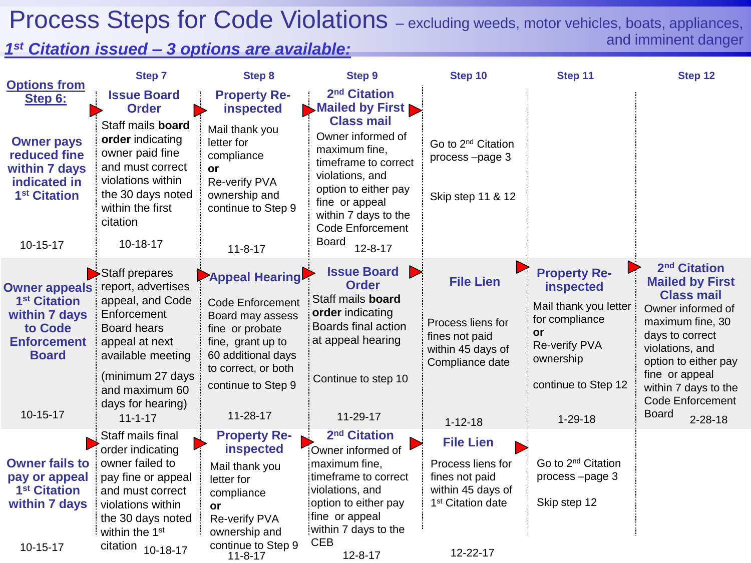# Process Steps for Code Violations – excluding weeds, motor vehicles, boats, appliances, and imminent danger

## *1st Citation issued – 3 options are available:*

| Options from Step 6: | Step 7 | Step 8 | Step 9 | Step 10 | Step 11 | Step 12 |
|---|---|---|---|---|---|---|
| **Owner pays reduced fine within 7 days indicated in 1st Citation** 10-15-17 | **Issue Board Order** Staff mails **board order** indicating owner paid fine and must correct violations within the 30 days noted within the first citation 10-18-17 | **Property Re-inspected** Mail thank you letter for compliance **or** Re-verify PVA ownership and continue to Step 9 11-8-17 | **2nd Citation Mailed by First Class mail** Owner informed of maximum fine, timeframe to correct violations, and option to either pay fine or appeal within 7 days to the Code Enforcement Board 12-8-17 | Go to 2nd Citation process –page 3 Skip step 11 & 12 | | |
| **Owner appeals 1st Citation within 7 days to Code Enforcement Board** 10-15-17 | Staff prepares report, advertises appeal, and Code Enforcement Board hears appeal at next available meeting (minimum 27 days and maximum 60 days for hearing) 11-1-17 | **Appeal Hearing** Code Enforcement Board may assess fine or probate fine, grant up to 60 additional days to correct, or both continue to Step 9 11-28-17 | **Issue Board Order** Staff mails **board order** indicating Boards final action at appeal hearing Continue to step 10 11-29-17 | **File Lien** Process liens for fines not paid within 45 days of Compliance date 1-12-18 | **Property Re-inspected** Mail thank you letter for compliance **or** Re-verify PVA ownership continue to Step 12 1-29-18 | **2nd Citation Mailed by First Class mail** Owner informed of maximum fine, 30 days to correct violations, and option to either pay fine or appeal within 7 days to the Code Enforcement Board 2-28-18 |
| **Owner fails to pay or appeal 1st Citation within 7 days** 10-15-17 | Staff mails final order indicating owner failed to pay fine or appeal and must correct violations within the 30 days noted within the 1st citation 10-18-17 | **Property Re-inspected** Mail thank you letter for compliance **or** Re-verify PVA ownership and continue to Step 9 11-8-17 | **2nd Citation** Owner informed of maximum fine, timeframe to correct violations, and option to either pay fine or appeal within 7 days to the CEB 12-8-17 | **File Lien** Process liens for fines not paid within 45 days of 1st Citation date 12-22-17 | Go to 2nd Citation process –page 3 Skip step 12 | |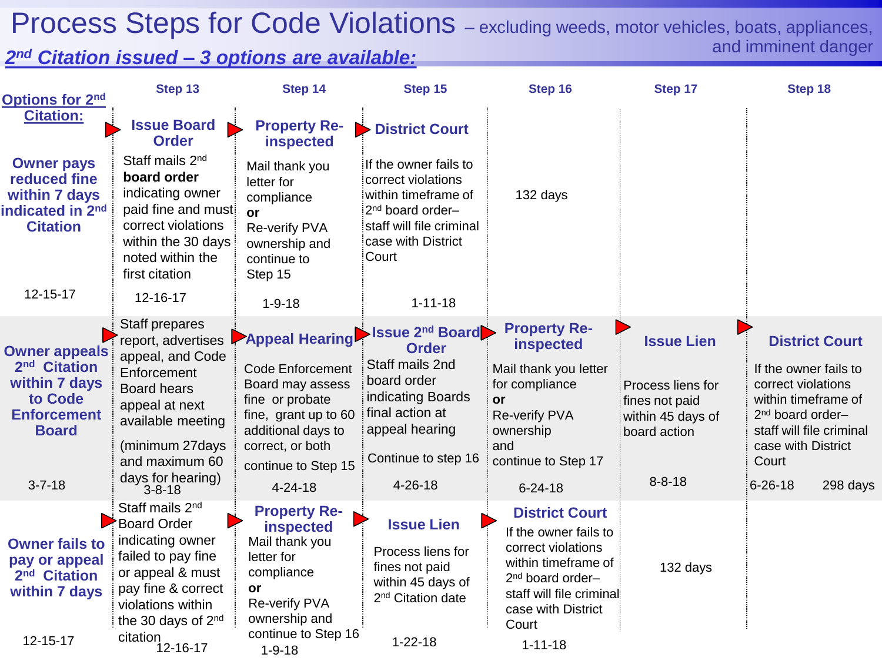# Process Steps for Code Violations – excluding weeds, motor vehicles, boats, appliances, and imminent danger

## 2nd Citation issued – 3 options are available:

| Options for 2nd Citation: | Step 13 | Step 14 | Step 15 | Step 16 | Step 17 | Step 18 |
|---|---|---|---|---|---|---|
| **Owner pays reduced fine within 7 days indicated in 2nd Citation** 12-15-17 | **Issue Board Order** Staff mails 2nd **board order** indicating owner paid fine and must correct violations within the 30 days noted within the first citation 12-16-17 | **Property Re-inspected** Mail thank you letter for compliance **or** Re-verify PVA ownership and continue to Step 15 1-9-18 | **District Court** If the owner fails to correct violations within timeframe of 2nd board order– staff will file criminal case with District Court 1-11-18 | 132 days | | |
| **Owner appeals 2nd Citation within 7 days to Code Enforcement Board** 3-7-18 | Staff prepares report, advertises appeal, and Code Enforcement Board hears appeal at next available meeting (minimum 27days and maximum 60 days for hearing) 3-8-18 | **Appeal Hearing** Code Enforcement Board may assess fine or probate fine, grant up to 60 additional days to correct, or both continue to Step 15 4-24-18 | **Issue 2nd Board Order** Staff mails 2nd board order indicating Boards final action at appeal hearing Continue to step 16 4-26-18 | **Property Re-inspected** Mail thank you letter for compliance **or** Re-verify PVA ownership and continue to Step 17 6-24-18 | **Issue Lien** Process liens for fines not paid within 45 days of board action 8-8-18 | **District Court** If the owner fails to correct violations within timeframe of 2nd board order– staff will file criminal case with District Court 6-26-18 298 days |
| **Owner fails to pay or appeal 2nd Citation within 7 days** 12-15-17 | Staff mails 2nd Board Order indicating owner failed to pay fine or appeal & must pay fine & correct violations within the 30 days of 2nd citation 12-16-17 | **Property Re-inspected** Mail thank you letter for compliance **or** Re-verify PVA ownership and continue to Step 16 1-9-18 | **Issue Lien** Process liens for fines not paid within 45 days of 2nd Citation date 1-22-18 | **District Court** If the owner fails to correct violations within timeframe of 2nd board order– staff will file criminal case with District Court 1-11-18 | 132 days | |